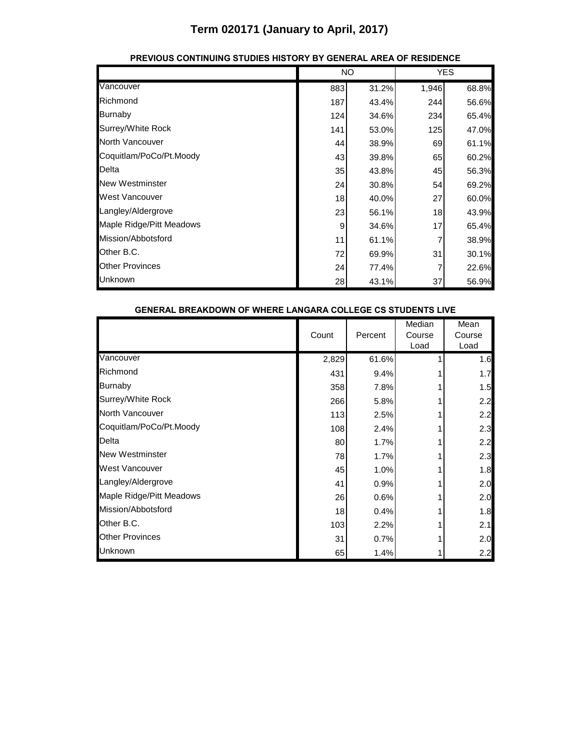# Term 020171 (January to April, 2017)

**PREVIOUS CONTINUING STUDIES HISTORY BY GENERAL AREA OF RESIDENCE**

| | NO | | YES | |
|---|---|---|---|---|
| Vancouver | 883 | 31.2% | 1,946 | 68.8% |
| Richmond | 187 | 43.4% | 244 | 56.6% |
| Burnaby | 124 | 34.6% | 234 | 65.4% |
| Surrey/White Rock | 141 | 53.0% | 125 | 47.0% |
| North Vancouver | 44 | 38.9% | 69 | 61.1% |
| Coquitlam/PoCo/Pt.Moody | 43 | 39.8% | 65 | 60.2% |
| Delta | 35 | 43.8% | 45 | 56.3% |
| New Westminster | 24 | 30.8% | 54 | 69.2% |
| West Vancouver | 18 | 40.0% | 27 | 60.0% |
| Langley/Aldergrove | 23 | 56.1% | 18 | 43.9% |
| Maple Ridge/Pitt Meadows | 9 | 34.6% | 17 | 65.4% |
| Mission/Abbotsford | 11 | 61.1% | 7 | 38.9% |
| Other B.C. | 72 | 69.9% | 31 | 30.1% |
| Other Provinces | 24 | 77.4% | 7 | 22.6% |
| Unknown | 28 | 43.1% | 37 | 56.9% |

**GENERAL BREAKDOWN OF WHERE LANGARA COLLEGE CS STUDENTS LIVE**

| | Count | Percent | Median Course Load | Mean Course Load |
|---|---|---|---|---|
| Vancouver | 2,829 | 61.6% | 1 | 1.6 |
| Richmond | 431 | 9.4% | 1 | 1.7 |
| Burnaby | 358 | 7.8% | 1 | 1.5 |
| Surrey/White Rock | 266 | 5.8% | 1 | 2.2 |
| North Vancouver | 113 | 2.5% | 1 | 2.2 |
| Coquitlam/PoCo/Pt.Moody | 108 | 2.4% | 1 | 2.3 |
| Delta | 80 | 1.7% | 1 | 2.2 |
| New Westminster | 78 | 1.7% | 1 | 2.3 |
| West Vancouver | 45 | 1.0% | 1 | 1.8 |
| Langley/Aldergrove | 41 | 0.9% | 1 | 2.0 |
| Maple Ridge/Pitt Meadows | 26 | 0.6% | 1 | 2.0 |
| Mission/Abbotsford | 18 | 0.4% | 1 | 1.8 |
| Other B.C. | 103 | 2.2% | 1 | 2.1 |
| Other Provinces | 31 | 0.7% | 1 | 2.0 |
| Unknown | 65 | 1.4% | 1 | 2.2 |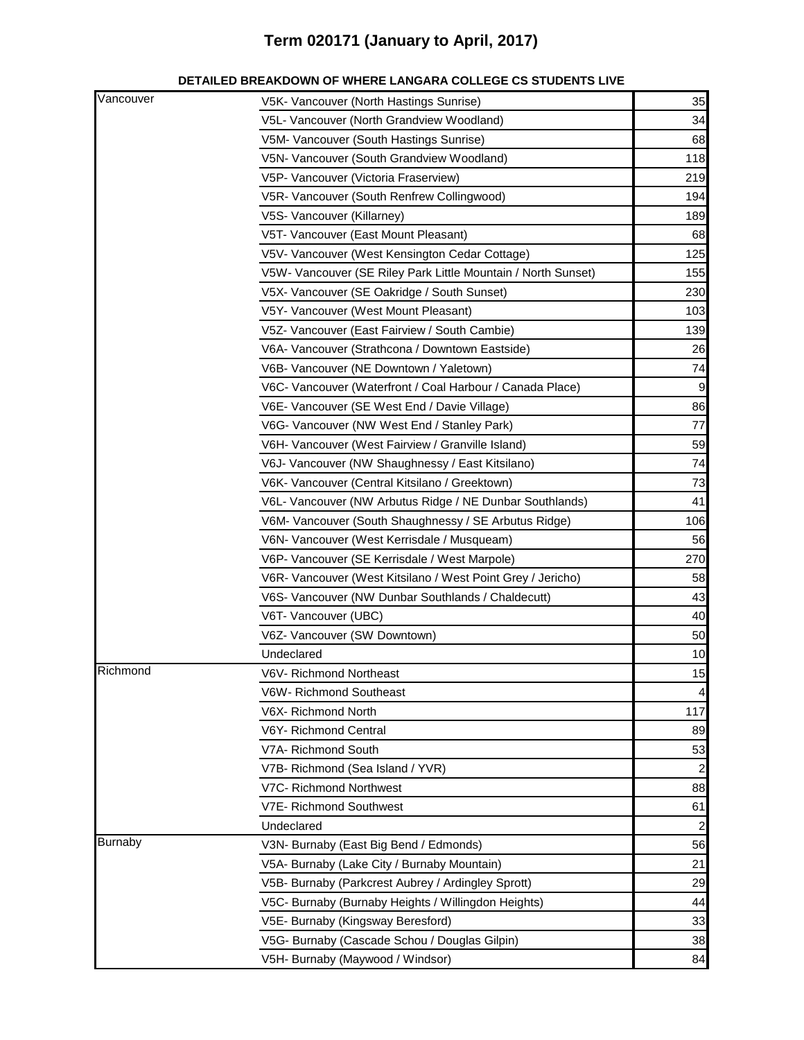# Term 020171 (January to April, 2017)

**DETAILED BREAKDOWN OF WHERE LANGARA COLLEGE CS STUDENTS LIVE**

| | | |
|---|---|---|
| Vancouver | V5K- Vancouver (North Hastings Sunrise) | 35 |
| | V5L- Vancouver (North Grandview Woodland) | 34 |
| | V5M- Vancouver (South Hastings Sunrise) | 68 |
| | V5N- Vancouver (South Grandview Woodland) | 118 |
| | V5P- Vancouver (Victoria Fraserview) | 219 |
| | V5R- Vancouver (South Renfrew Collingwood) | 194 |
| | V5S- Vancouver (Killarney) | 189 |
| | V5T- Vancouver (East Mount Pleasant) | 68 |
| | V5V- Vancouver (West Kensington Cedar Cottage) | 125 |
| | V5W- Vancouver (SE Riley Park Little Mountain / North Sunset) | 155 |
| | V5X- Vancouver (SE Oakridge / South Sunset) | 230 |
| | V5Y- Vancouver (West Mount Pleasant) | 103 |
| | V5Z- Vancouver (East Fairview / South Cambie) | 139 |
| | V6A- Vancouver (Strathcona / Downtown Eastside) | 26 |
| | V6B- Vancouver (NE Downtown / Yaletown) | 74 |
| | V6C- Vancouver (Waterfront / Coal Harbour / Canada Place) | 9 |
| | V6E- Vancouver (SE West End / Davie Village) | 86 |
| | V6G- Vancouver (NW West End / Stanley Park) | 77 |
| | V6H- Vancouver (West Fairview / Granville Island) | 59 |
| | V6J- Vancouver (NW Shaughnessy / East Kitsilano) | 74 |
| | V6K- Vancouver (Central Kitsilano / Greektown) | 73 |
| | V6L- Vancouver (NW Arbutus Ridge / NE Dunbar Southlands) | 41 |
| | V6M- Vancouver (South Shaughnessy / SE Arbutus Ridge) | 106 |
| | V6N- Vancouver (West Kerrisdale / Musqueam) | 56 |
| | V6P- Vancouver (SE Kerrisdale / West Marpole) | 270 |
| | V6R- Vancouver (West Kitsilano / West Point Grey / Jericho) | 58 |
| | V6S- Vancouver (NW Dunbar Southlands / Chaldecutt) | 43 |
| | V6T- Vancouver (UBC) | 40 |
| | V6Z- Vancouver (SW Downtown) | 50 |
| | Undeclared | 10 |
| Richmond | V6V- Richmond Northeast | 15 |
| | V6W- Richmond Southeast | 4 |
| | V6X- Richmond North | 117 |
| | V6Y- Richmond Central | 89 |
| | V7A- Richmond South | 53 |
| | V7B- Richmond (Sea Island / YVR) | 2 |
| | V7C- Richmond Northwest | 88 |
| | V7E- Richmond Southwest | 61 |
| | Undeclared | 2 |
| Burnaby | V3N- Burnaby (East Big Bend / Edmonds) | 56 |
| | V5A- Burnaby (Lake City / Burnaby Mountain) | 21 |
| | V5B- Burnaby (Parkcrest Aubrey / Ardingley Sprott) | 29 |
| | V5C- Burnaby (Burnaby Heights / Willingdon Heights) | 44 |
| | V5E- Burnaby (Kingsway Beresford) | 33 |
| | V5G- Burnaby (Cascade Schou / Douglas Gilpin) | 38 |
| | V5H- Burnaby (Maywood / Windsor) | 84 |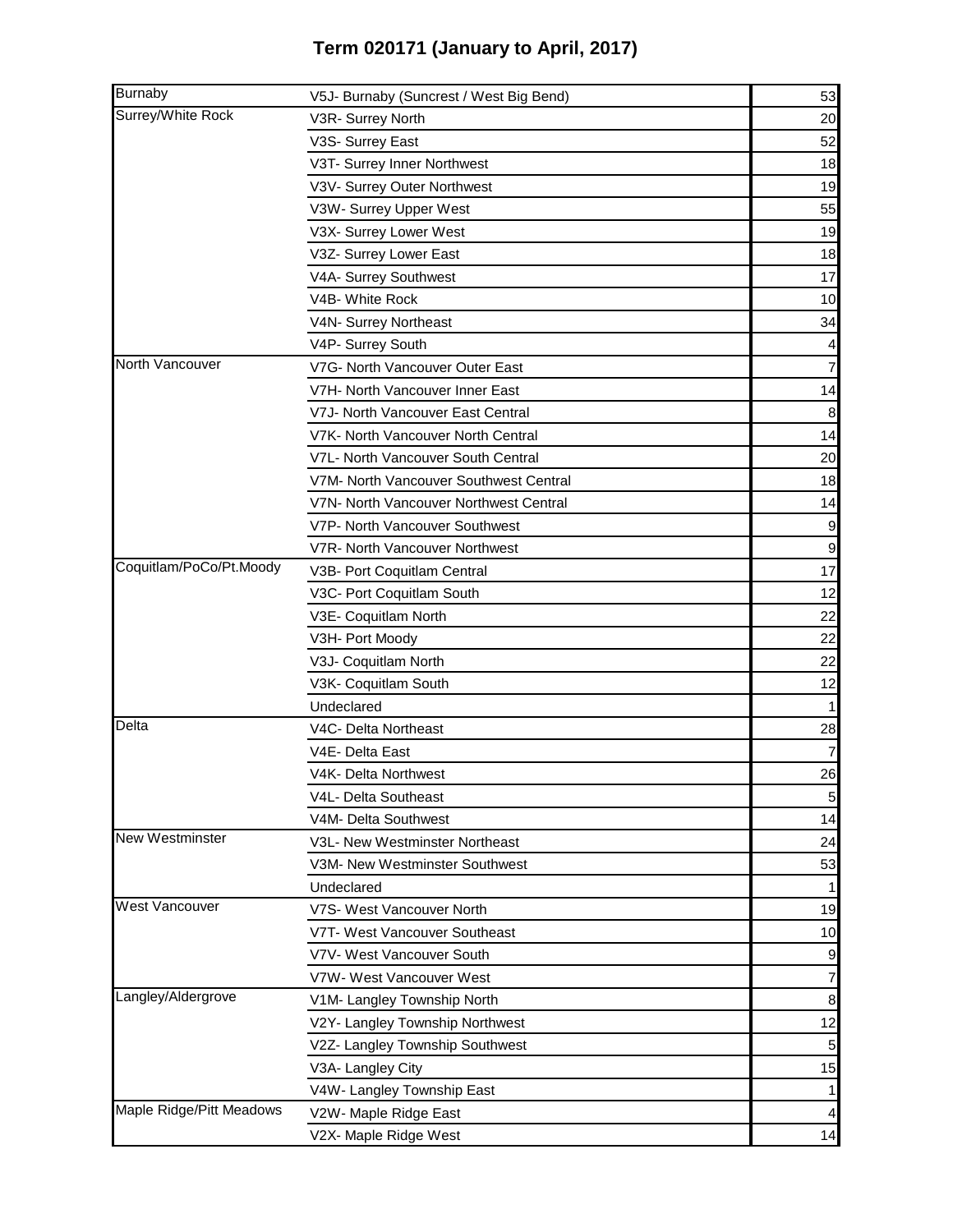# Term 020171 (January to April, 2017)

| | | |
|---|---|---|
| Burnaby | V5J- Burnaby (Suncrest / West Big Bend) | 53 |
| Surrey/White Rock | V3R- Surrey North | 20 |
| | V3S- Surrey East | 52 |
| | V3T- Surrey Inner Northwest | 18 |
| | V3V- Surrey Outer Northwest | 19 |
| | V3W- Surrey Upper West | 55 |
| | V3X- Surrey Lower West | 19 |
| | V3Z- Surrey Lower East | 18 |
| | V4A- Surrey Southwest | 17 |
| | V4B- White Rock | 10 |
| | V4N- Surrey Northeast | 34 |
| | V4P- Surrey South | 4 |
| North Vancouver | V7G- North Vancouver Outer East | 7 |
| | V7H- North Vancouver Inner East | 14 |
| | V7J- North Vancouver East Central | 8 |
| | V7K- North Vancouver North Central | 14 |
| | V7L- North Vancouver South Central | 20 |
| | V7M- North Vancouver Southwest Central | 18 |
| | V7N- North Vancouver Northwest Central | 14 |
| | V7P- North Vancouver Southwest | 9 |
| | V7R- North Vancouver Northwest | 9 |
| Coquitlam/PoCo/Pt.Moody | V3B- Port Coquitlam Central | 17 |
| | V3C- Port Coquitlam South | 12 |
| | V3E- Coquitlam North | 22 |
| | V3H- Port Moody | 22 |
| | V3J- Coquitlam North | 22 |
| | V3K- Coquitlam South | 12 |
| | Undeclared | 1 |
| Delta | V4C- Delta Northeast | 28 |
| | V4E- Delta East | 7 |
| | V4K- Delta Northwest | 26 |
| | V4L- Delta Southeast | 5 |
| | V4M- Delta Southwest | 14 |
| New Westminster | V3L- New Westminster Northeast | 24 |
| | V3M- New Westminster Southwest | 53 |
| | Undeclared | 1 |
| West Vancouver | V7S- West Vancouver North | 19 |
| | V7T- West Vancouver Southeast | 10 |
| | V7V- West Vancouver South | 9 |
| | V7W- West Vancouver West | 7 |
| Langley/Aldergrove | V1M- Langley Township North | 8 |
| | V2Y- Langley Township Northwest | 12 |
| | V2Z- Langley Township Southwest | 5 |
| | V3A- Langley City | 15 |
| | V4W- Langley Township East | 1 |
| Maple Ridge/Pitt Meadows | V2W- Maple Ridge East | 4 |
| | V2X- Maple Ridge West | 14 |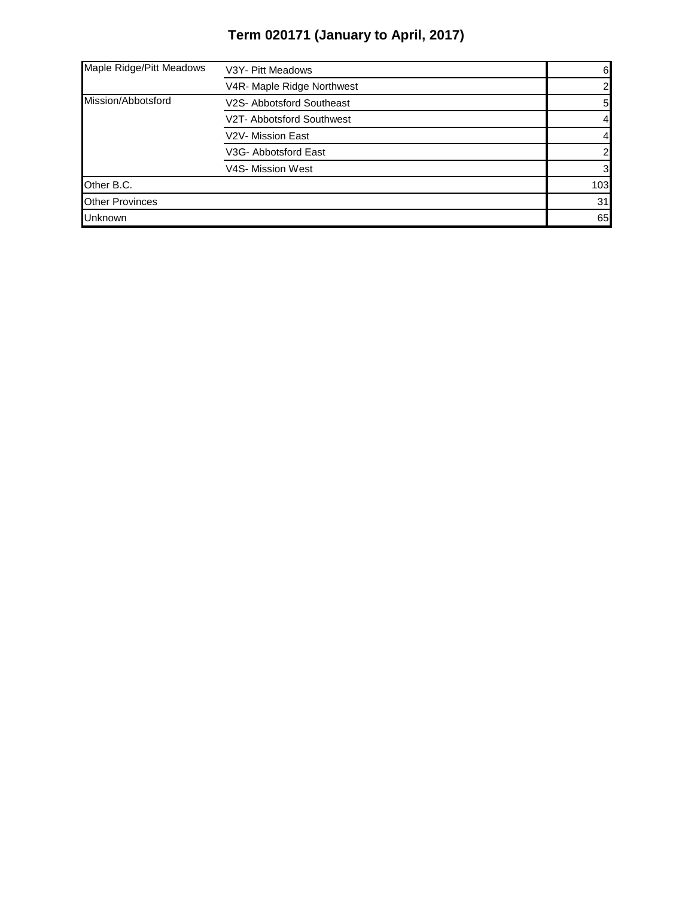## Term 020171 (January to April, 2017)

| | | |
|---|---|---|
| Maple Ridge/Pitt Meadows | V3Y- Pitt Meadows | 6 |
| | V4R- Maple Ridge Northwest | 2 |
| Mission/Abbotsford | V2S- Abbotsford Southeast | 5 |
| | V2T- Abbotsford Southwest | 4 |
| | V2V- Mission East | 4 |
| | V3G- Abbotsford East | 2 |
| | V4S- Mission West | 3 |
| Other B.C. | | 103 |
| Other Provinces | | 31 |
| Unknown | | 65 |